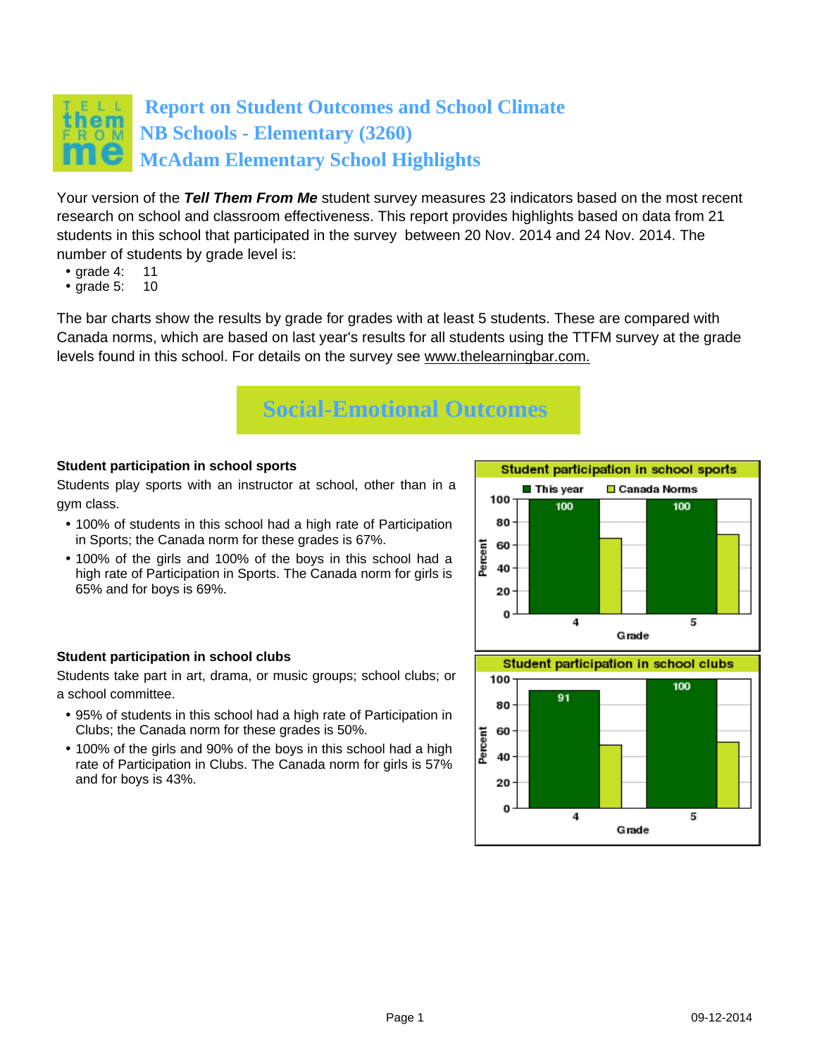# Report on Student Outcomes and School Climate
# NB Schools - Elementary (3260)
# McAdam Elementary School Highlights

Your version of the ***Tell Them From Me*** student survey measures 23 indicators based on the most recent research on school and classroom effectiveness. This report provides highlights based on data from 21 students in this school that participated in the survey between 20 Nov. 2014 and 24 Nov. 2014. The number of students by grade level is:

- grade 4: 11
- grade 5: 10

The bar charts show the results by grade for grades with at least 5 students. These are compared with Canada norms, which are based on last year's results for all students using the TTFM survey at the grade levels found in this school. For details on the survey see www.thelearningbar.com.

## Social-Emotional Outcomes

**Student participation in school sports**

Students play sports with an instructor at school, other than in a gym class.

- 100% of students in this school had a high rate of Participation in Sports; the Canada norm for these grades is 67%.
- 100% of the girls and 100% of the boys in this school had a high rate of Participation in Sports. The Canada norm for girls is 65% and for boys is 69%.

**Student participation in school sports**

| Grade | This year | Canada Norms |
|---|---|---|
| 4 | 100 | |
| 5 | 100 | |

**Student participation in school clubs**

Students take part in art, drama, or music groups; school clubs; or a school committee.

- 95% of students in this school had a high rate of Participation in Clubs; the Canada norm for these grades is 50%.
- 100% of the girls and 90% of the boys in this school had a high rate of Participation in Clubs. The Canada norm for girls is 57% and for boys is 43%.

**Student participation in school clubs**

| Grade | This year | Canada Norms |
|---|---|---|
| 4 | 91 | |
| 5 | 100 | |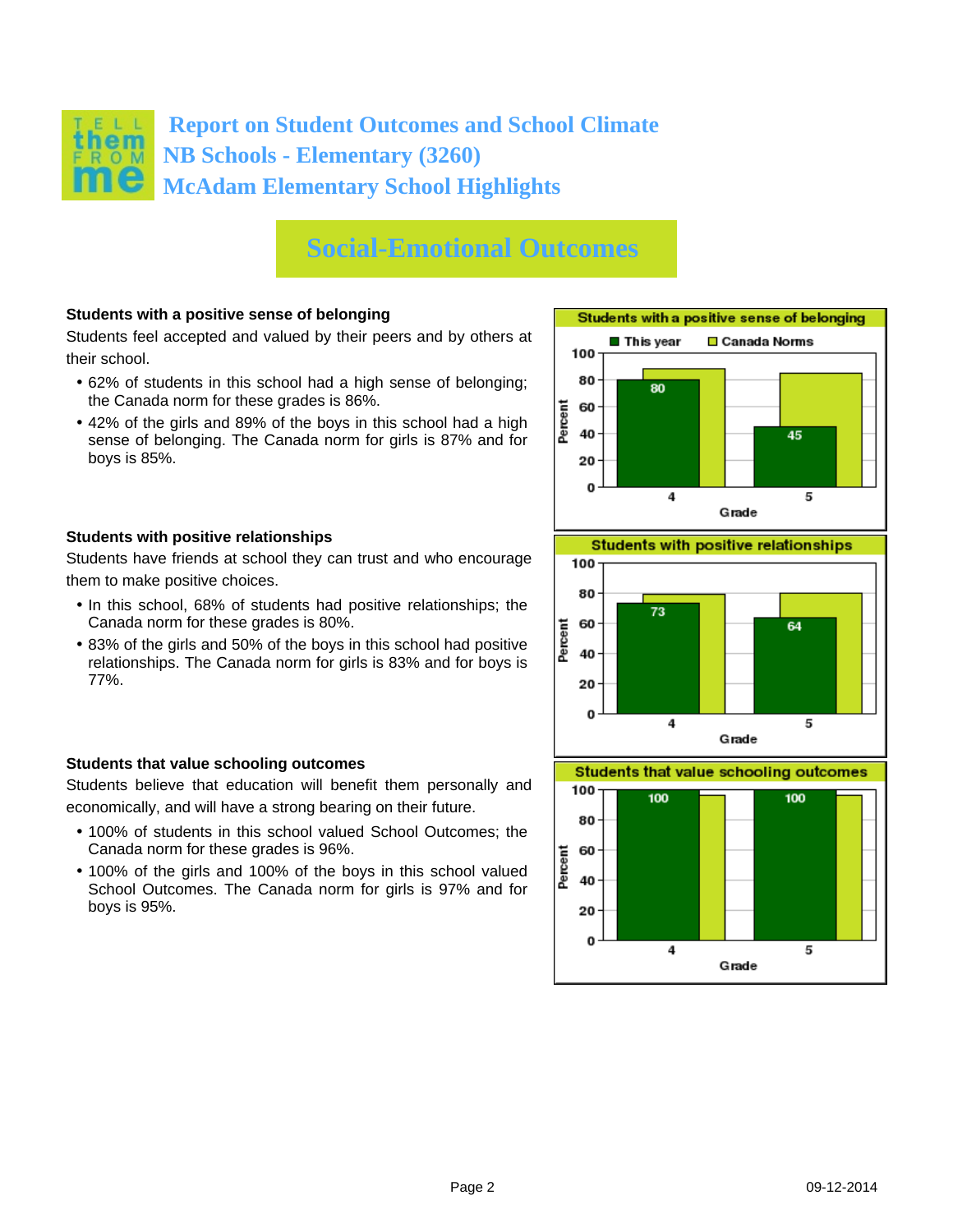# Report on Student Outcomes and School Climate
## NB Schools - Elementary (3260)
## McAdam Elementary School Highlights

## Social-Emotional Outcomes

**Students with a positive sense of belonging**

Students feel accepted and valued by their peers and by others at their school.

- 62% of students in this school had a high sense of belonging; the Canada norm for these grades is 86%.
- 42% of the girls and 89% of the boys in this school had a high sense of belonging. The Canada norm for girls is 87% and for boys is 85%.

**Students with a positive sense of belonging**

| Grade | This year | Canada Norms |
|---|---|---|
| 4 | 80 | |
| 5 | 45 | |

**Students with positive relationships**

Students have friends at school they can trust and who encourage them to make positive choices.

- In this school, 68% of students had positive relationships; the Canada norm for these grades is 80%.
- 83% of the girls and 50% of the boys in this school had positive relationships. The Canada norm for girls is 83% and for boys is 77%.

**Students with positive relationships**

| Grade | This year | Canada Norms |
|---|---|---|
| 4 | 73 | |
| 5 | 64 | |

**Students that value schooling outcomes**

Students believe that education will benefit them personally and economically, and will have a strong bearing on their future.

- 100% of students in this school valued School Outcomes; the Canada norm for these grades is 96%.
- 100% of the girls and 100% of the boys in this school valued School Outcomes. The Canada norm for girls is 97% and for boys is 95%.

**Students that value schooling outcomes**

| Grade | This year | Canada Norms |
|---|---|---|
| 4 | 100 | |
| 5 | 100 | |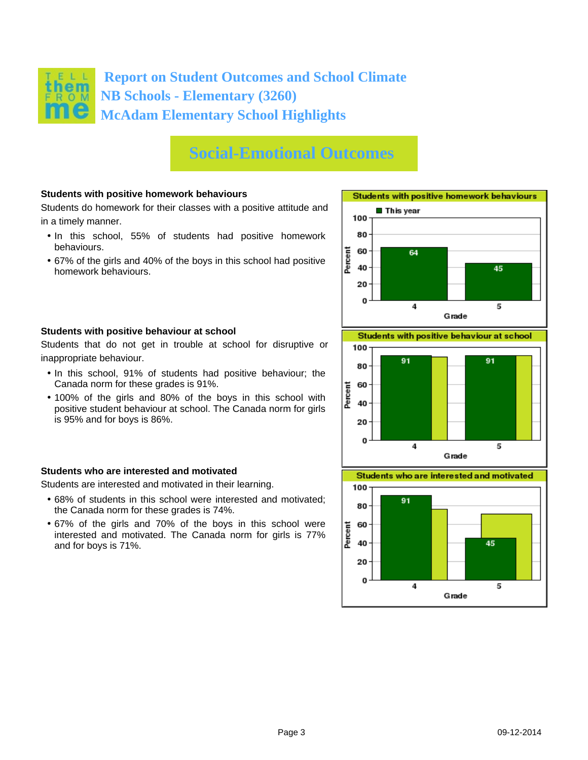# Report on Student Outcomes and School Climate
## NB Schools - Elementary (3260)
## McAdam Elementary School Highlights

## Social-Emotional Outcomes

**Students with positive homework behaviours**

Students do homework for their classes with a positive attitude and in a timely manner.

- In this school, 55% of students had positive homework behaviours.
- 67% of the girls and 40% of the boys in this school had positive homework behaviours.

**Students with positive homework behaviours**

| Grade | This year (Percent) |
|---|---|
| 4 | 64 |
| 5 | 45 |

**Students with positive behaviour at school**

Students that do not get in trouble at school for disruptive or inappropriate behaviour.

- In this school, 91% of students had positive behaviour; the Canada norm for these grades is 91%.
- 100% of the girls and 80% of the boys in this school with positive student behaviour at school. The Canada norm for girls is 95% and for boys is 86%.

**Students with positive behaviour at school**

| Grade | This year (Percent) |
|---|---|
| 4 | 91 |
| 5 | 91 |

**Students who are interested and motivated**

Students are interested and motivated in their learning.

- 68% of students in this school were interested and motivated; the Canada norm for these grades is 74%.
- 67% of the girls and 70% of the boys in this school were interested and motivated. The Canada norm for girls is 77% and for boys is 71%.

**Students who are interested and motivated**

| Grade | This year (Percent) |
|---|---|
| 4 | 91 |
| 5 | 45 |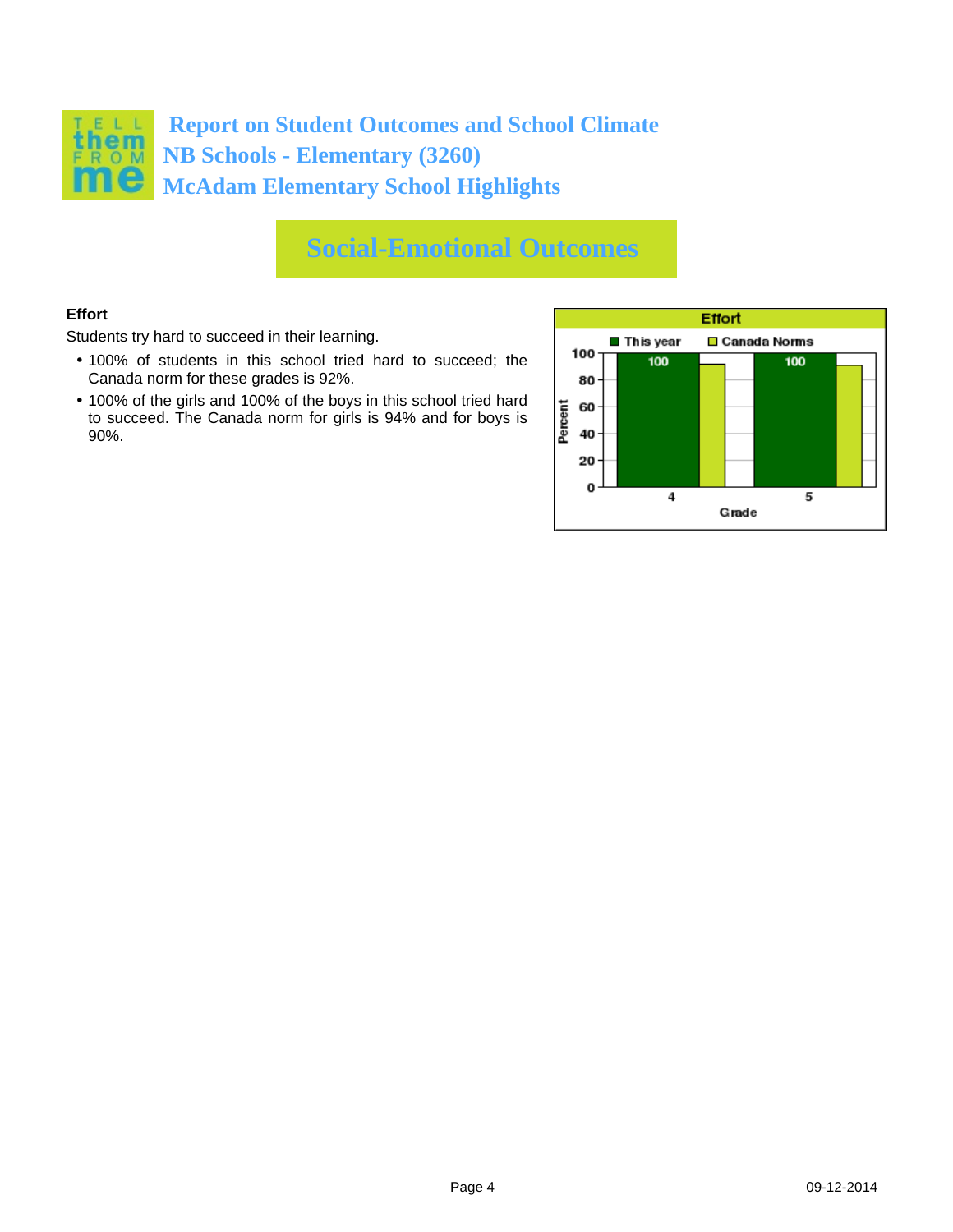# Report on Student Outcomes and School Climate
# NB Schools - Elementary (3260)
# McAdam Elementary School Highlights

## Social-Emotional Outcomes

**Effort**

Students try hard to succeed in their learning.

- 100% of students in this school tried hard to succeed; the Canada norm for these grades is 92%.
- 100% of the girls and 100% of the boys in this school tried hard to succeed. The Canada norm for girls is 94% and for boys is 90%.

**Effort**

| Grade | This year | Canada Norms |
|---|---|---|
| 4 | 100 | |
| 5 | 100 | |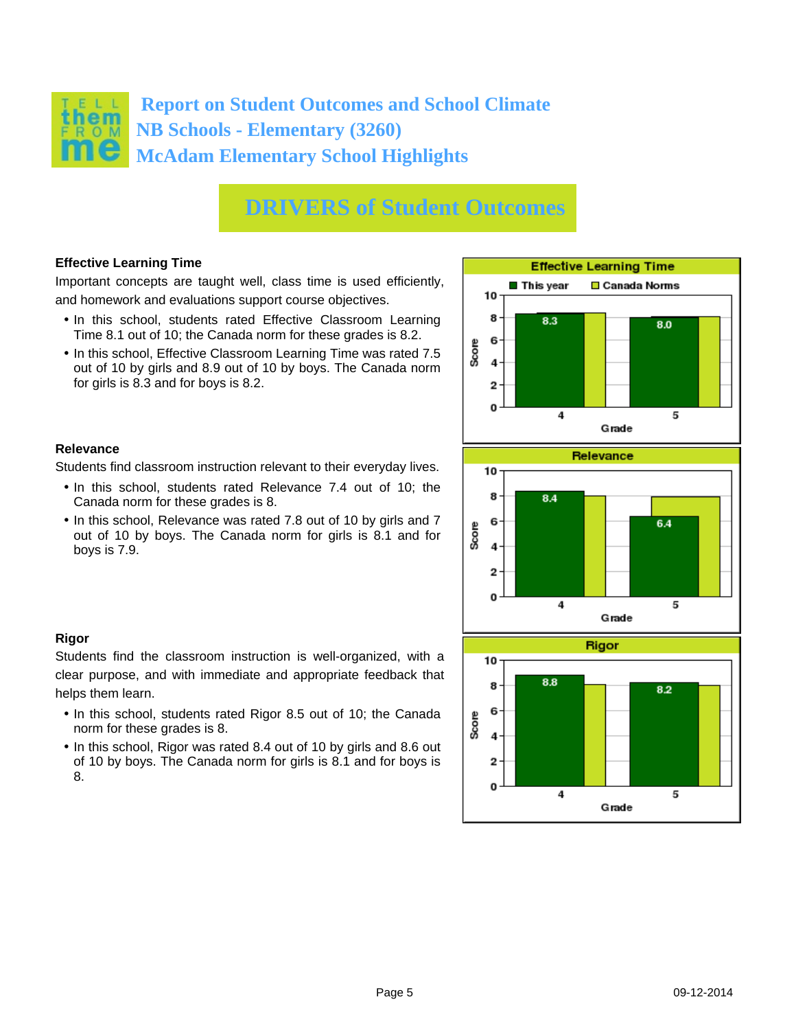# Report on Student Outcomes and School Climate
## NB Schools - Elementary (3260)
## McAdam Elementary School Highlights

# DRIVERS of Student Outcomes

### Effective Learning Time

Important concepts are taught well, class time is used efficiently, and homework and evaluations support course objectives.

- In this school, students rated Effective Classroom Learning Time 8.1 out of 10; the Canada norm for these grades is 8.2.
- In this school, Effective Classroom Learning Time was rated 7.5 out of 10 by girls and 8.9 out of 10 by boys. The Canada norm for girls is 8.3 and for boys is 8.2.

**Effective Learning Time**

| Grade | This year | Canada Norms |
|---|---|---|
| 4 | 8.3 | |
| 5 | 8.0 | |

### Relevance

Students find classroom instruction relevant to their everyday lives.

- In this school, students rated Relevance 7.4 out of 10; the Canada norm for these grades is 8.
- In this school, Relevance was rated 7.8 out of 10 by girls and 7 out of 10 by boys. The Canada norm for girls is 8.1 and for boys is 7.9.

**Relevance**

| Grade | This year | Canada Norms |
|---|---|---|
| 4 | 8.4 | |
| 5 | 6.4 | |

### Rigor

Students find the classroom instruction is well-organized, with a clear purpose, and with immediate and appropriate feedback that helps them learn.

- In this school, students rated Rigor 8.5 out of 10; the Canada norm for these grades is 8.
- In this school, Rigor was rated 8.4 out of 10 by girls and 8.6 out of 10 by boys. The Canada norm for girls is 8.1 and for boys is 8.

**Rigor**

| Grade | This year | Canada Norms |
|---|---|---|
| 4 | 8.8 | |
| 5 | 8.2 | |

09-12-2014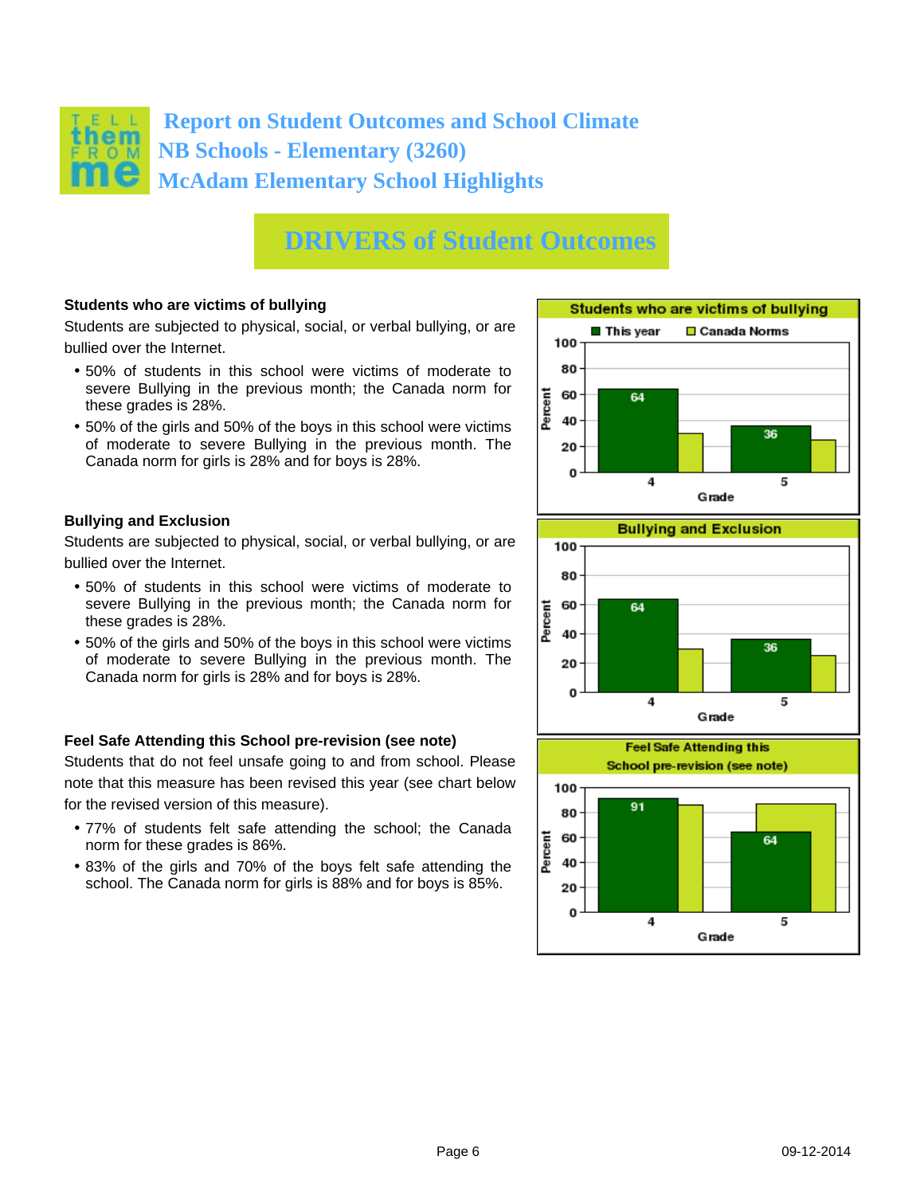# Report on Student Outcomes and School Climate
## NB Schools - Elementary (3260)
## McAdam Elementary School Highlights

## DRIVERS of Student Outcomes

### Students who are victims of bullying

Students are subjected to physical, social, or verbal bullying, or are bullied over the Internet.

- 50% of students in this school were victims of moderate to severe Bullying in the previous month; the Canada norm for these grades is 28%.
- 50% of the girls and 50% of the boys in this school were victims of moderate to severe Bullying in the previous month. The Canada norm for girls is 28% and for boys is 28%.

**Students who are victims of bullying**

| Grade | This year | Canada Norms |
|---|---|---|
| 4 | 64 | |
| 5 | 36 | |

### Bullying and Exclusion

Students are subjected to physical, social, or verbal bullying, or are bullied over the Internet.

- 50% of students in this school were victims of moderate to severe Bullying in the previous month; the Canada norm for these grades is 28%.
- 50% of the girls and 50% of the boys in this school were victims of moderate to severe Bullying in the previous month. The Canada norm for girls is 28% and for boys is 28%.

**Bullying and Exclusion**

| Grade | This year | Canada Norms |
|---|---|---|
| 4 | 64 | |
| 5 | 36 | |

### Feel Safe Attending this School pre-revision (see note)

Students that do not feel unsafe going to and from school. Please note that this measure has been revised this year (see chart below for the revised version of this measure).

- 77% of students felt safe attending the school; the Canada norm for these grades is 86%.
- 83% of the girls and 70% of the boys felt safe attending the school. The Canada norm for girls is 88% and for boys is 85%.

**Feel Safe Attending this School pre-revision (see note)**

| Grade | This year | Canada Norms |
|---|---|---|
| 4 | 91 | |
| 5 | 64 | |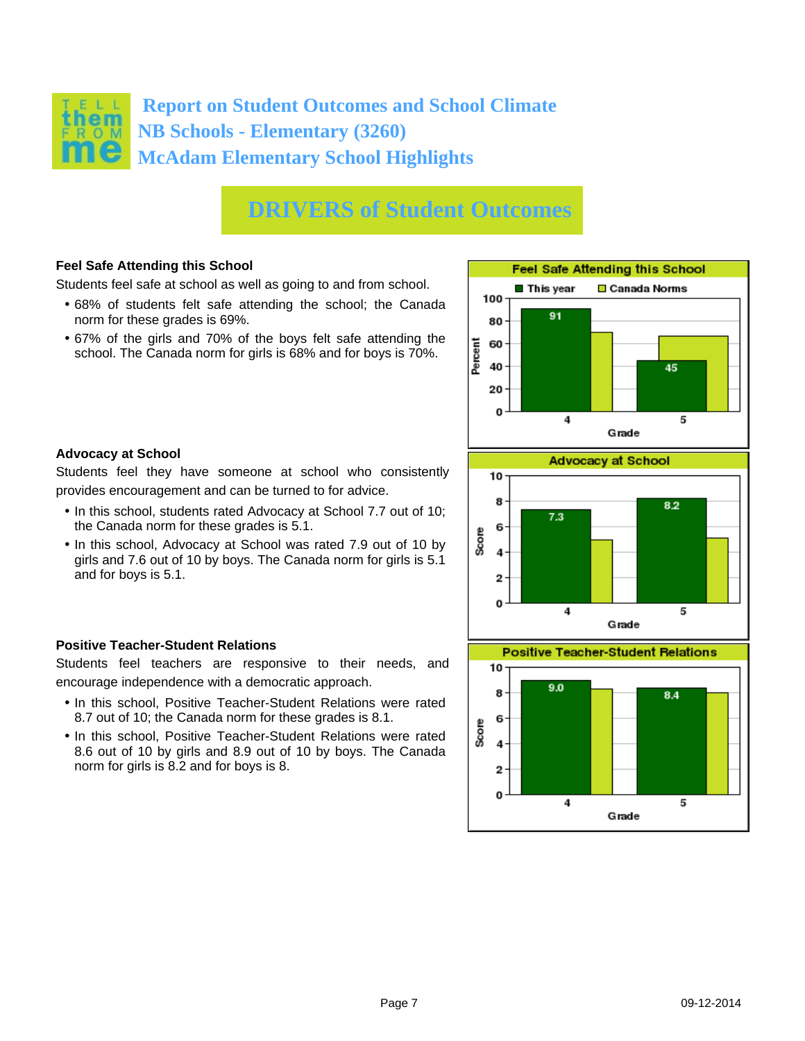# Report on Student Outcomes and School Climate
## NB Schools - Elementary (3260)
## McAdam Elementary School Highlights

# DRIVERS of Student Outcomes

### Feel Safe Attending this School

Students feel safe at school as well as going to and from school.

- 68% of students felt safe attending the school; the Canada norm for these grades is 69%.
- 67% of the girls and 70% of the boys felt safe attending the school. The Canada norm for girls is 68% and for boys is 70%.

**Feel Safe Attending this School** (Percent)

| Grade | This year | Canada Norms |
|---|---|---|
| 4 | 91 | |
| 5 | 45 | |

### Advocacy at School

Students feel they have someone at school who consistently provides encouragement and can be turned to for advice.

- In this school, students rated Advocacy at School 7.7 out of 10; the Canada norm for these grades is 5.1.
- In this school, Advocacy at School was rated 7.9 out of 10 by girls and 7.6 out of 10 by boys. The Canada norm for girls is 5.1 and for boys is 5.1.

**Advocacy at School** (Score)

| Grade | This year | Canada Norms |
|---|---|---|
| 4 | 7.3 | |
| 5 | 8.2 | |

### Positive Teacher-Student Relations

Students feel teachers are responsive to their needs, and encourage independence with a democratic approach.

- In this school, Positive Teacher-Student Relations were rated 8.7 out of 10; the Canada norm for these grades is 8.1.
- In this school, Positive Teacher-Student Relations were rated 8.6 out of 10 by girls and 8.9 out of 10 by boys. The Canada norm for girls is 8.2 and for boys is 8.

**Positive Teacher-Student Relations** (Score)

| Grade | This year | Canada Norms |
|---|---|---|
| 4 | 9.0 | |
| 5 | 8.4 | |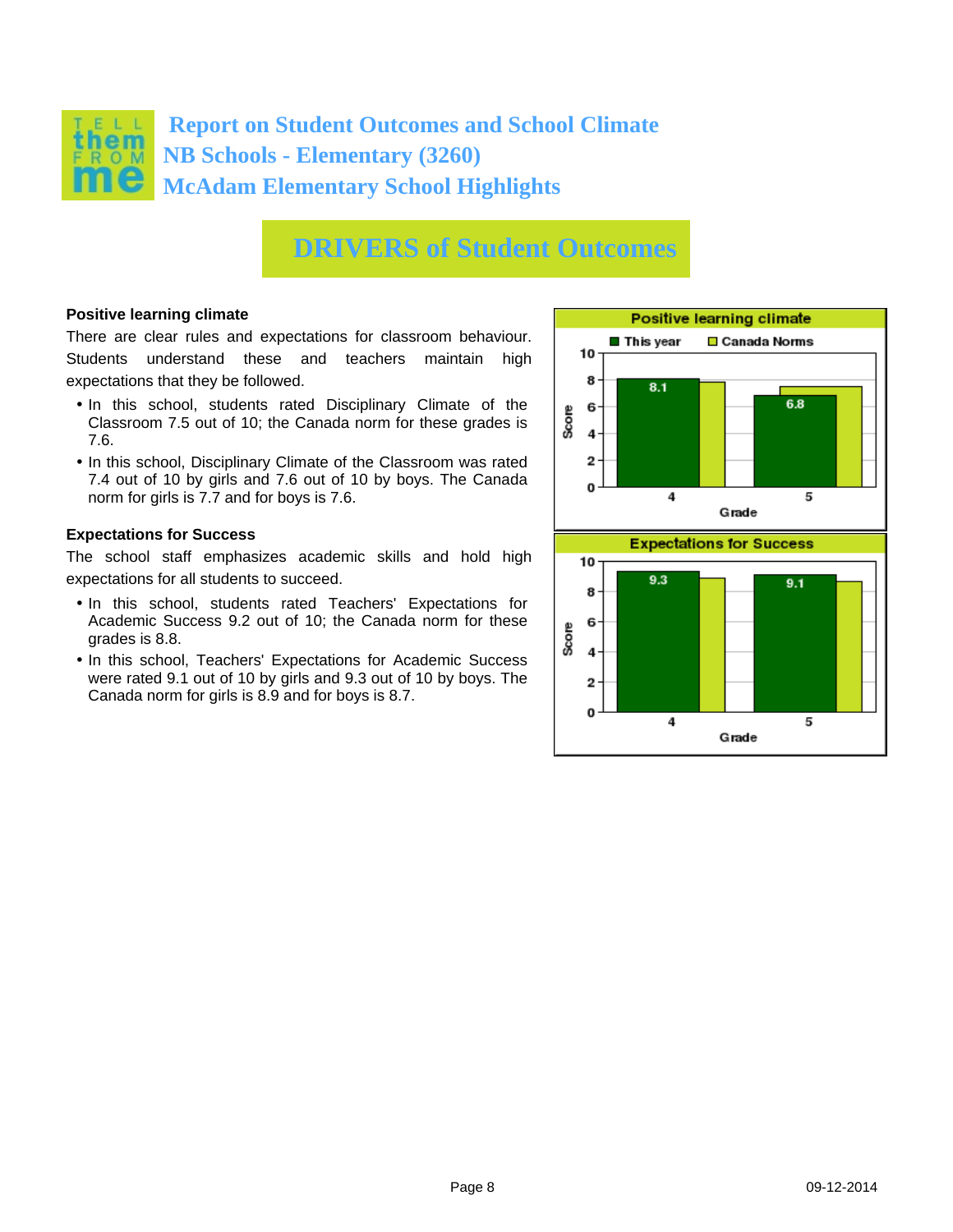# Report on Student Outcomes and School Climate
## NB Schools - Elementary (3260)
## McAdam Elementary School Highlights

## DRIVERS of Student Outcomes

**Positive learning climate**

There are clear rules and expectations for classroom behaviour. Students understand these and teachers maintain high expectations that they be followed.

- In this school, students rated Disciplinary Climate of the Classroom 7.5 out of 10; the Canada norm for these grades is 7.6.
- In this school, Disciplinary Climate of the Classroom was rated 7.4 out of 10 by girls and 7.6 out of 10 by boys. The Canada norm for girls is 7.7 and for boys is 7.6.

**Expectations for Success**

The school staff emphasizes academic skills and hold high expectations for all students to succeed.

- In this school, students rated Teachers' Expectations for Academic Success 9.2 out of 10; the Canada norm for these grades is 8.8.
- In this school, Teachers' Expectations for Academic Success were rated 9.1 out of 10 by girls and 9.3 out of 10 by boys. The Canada norm for girls is 8.9 and for boys is 8.7.

**Positive learning climate**

| Grade | This year | Canada Norms |
|---|---|---|
| 4 | 8.1 | |
| 5 | 6.8 | |

**Expectations for Success**

| Grade | This year | Canada Norms |
|---|---|---|
| 4 | 9.3 | |
| 5 | 9.1 | |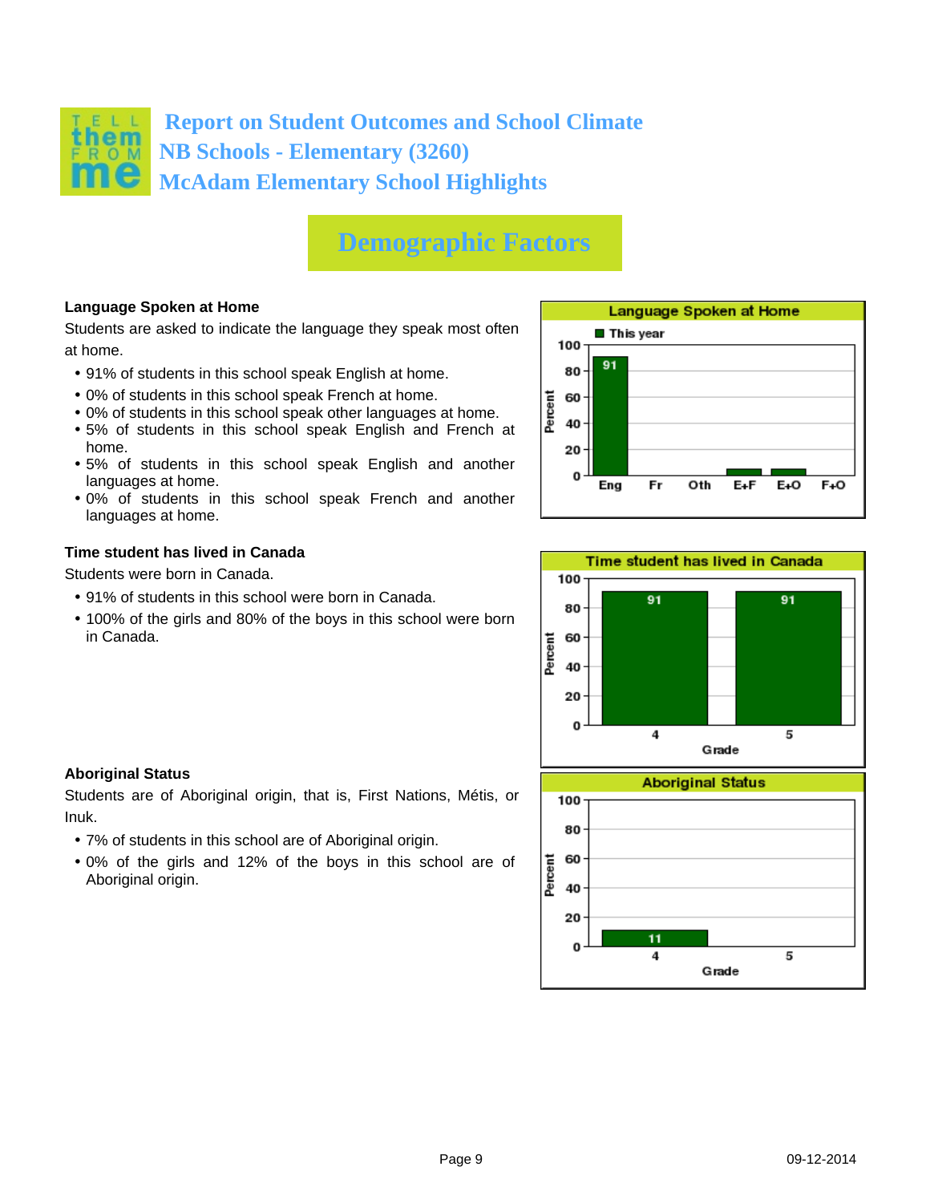# Report on Student Outcomes and School Climate
## NB Schools - Elementary (3260)
## McAdam Elementary School Highlights

# Demographic Factors

### Language Spoken at Home

Students are asked to indicate the language they speak most often at home.

- 91% of students in this school speak English at home.
- 0% of students in this school speak French at home.
- 0% of students in this school speak other languages at home.
- 5% of students in this school speak English and French at home.
- 5% of students in this school speak English and another languages at home.
- 0% of students in this school speak French and another languages at home.

**Language Spoken at Home**

| | Eng | Fr | Oth | E+F | E+O | F+O |
|---|---|---|---|---|---|---|
| This year (Percent) | 91 | | | | | |

### Time student has lived in Canada

Students were born in Canada.

- 91% of students in this school were born in Canada.
- 100% of the girls and 80% of the boys in this school were born in Canada.

**Time student has lived in Canada**

| Grade | 4 | 5 |
|---|---|---|
| Percent | 91 | 91 |

### Aboriginal Status

Students are of Aboriginal origin, that is, First Nations, Métis, or Inuk.

- 7% of students in this school are of Aboriginal origin.
- 0% of the girls and 12% of the boys in this school are of Aboriginal origin.

**Aboriginal Status**

| Grade | 4 | 5 |
|---|---|---|
| Percent | 11 | |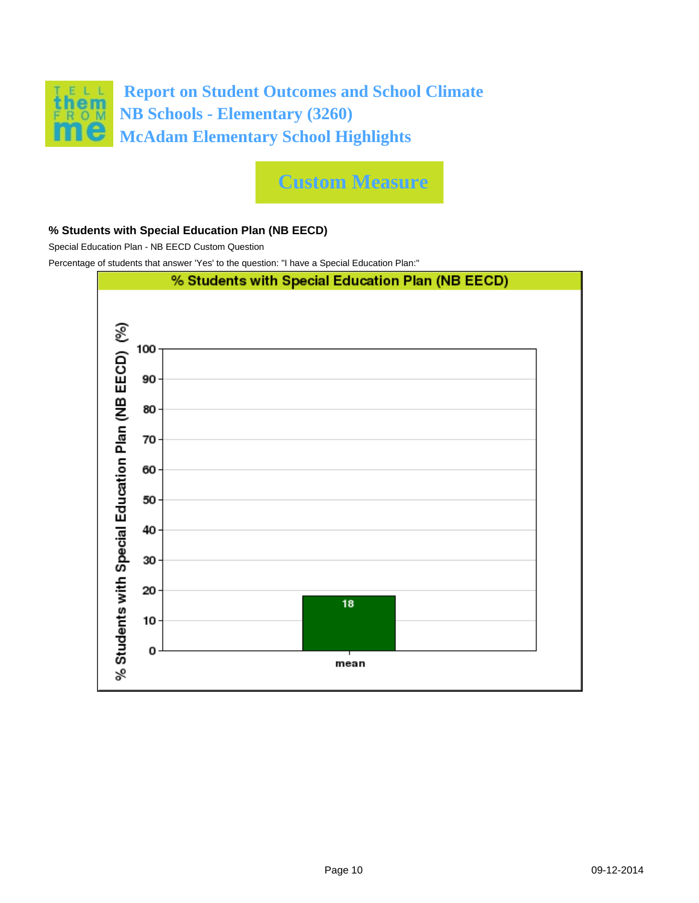# Report on Student Outcomes and School Climate
## NB Schools - Elementary (3260)
## McAdam Elementary School Highlights

## Custom Measure

**% Students with Special Education Plan (NB EECD)**

Special Education Plan - NB EECD Custom Question

Percentage of students that answer 'Yes' to the question: "I have a Special Education Plan:"

**% Students with Special Education Plan (NB EECD)**

| | % Students with Special Education Plan (NB EECD) (%) |
|---|---|
| mean | 18 |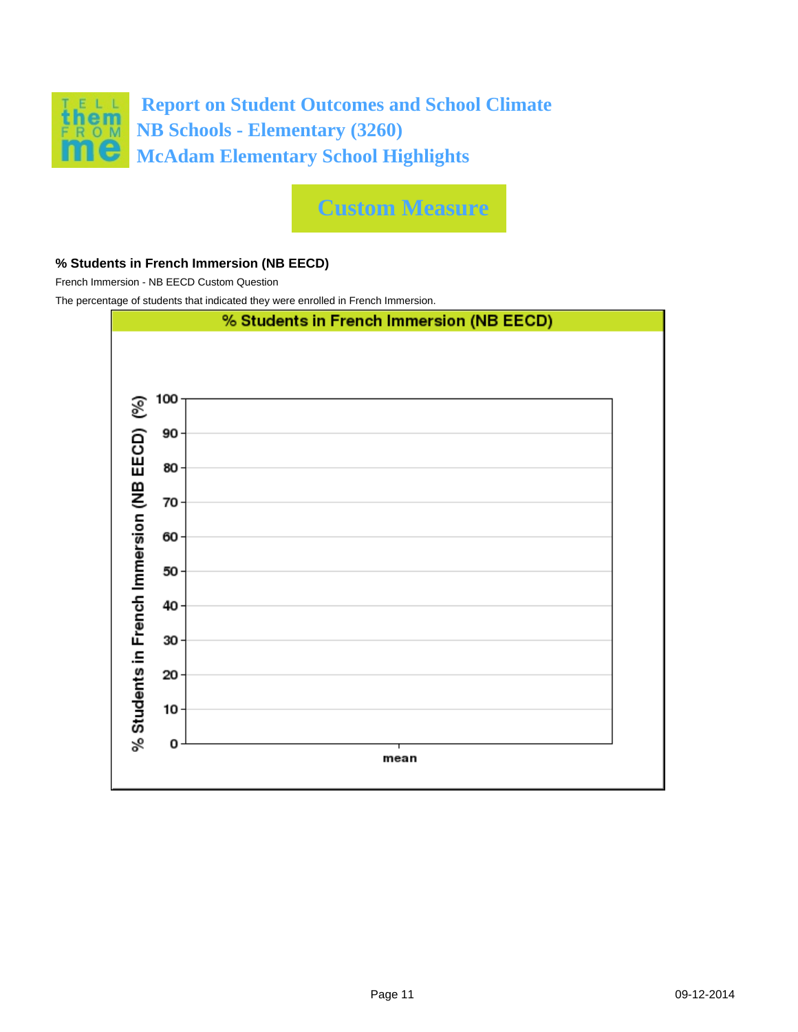# Report on Student Outcomes and School Climate
## NB Schools - Elementary (3260)
## McAdam Elementary School Highlights

## Custom Measure

**% Students in French Immersion (NB EECD)**

French Immersion - NB EECD Custom Question

The percentage of students that indicated they were enrolled in French Immersion.

**% Students in French Immersion (NB EECD)**

% Students in French Immersion (NB EECD) (%)

100
90
80
70
60
50
40
30
20
10
0

mean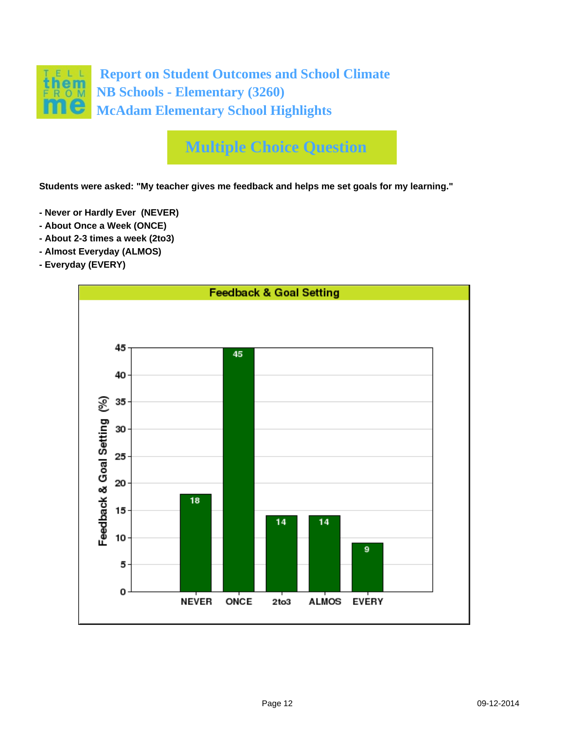# Report on Student Outcomes and School Climate
## NB Schools - Elementary (3260)
## McAdam Elementary School Highlights

## Multiple Choice Question

**Students were asked: "My teacher gives me feedback and helps me set goals for my learning."**

- **Never or Hardly Ever (NEVER)**
- **About Once a Week (ONCE)**
- **About 2-3 times a week (2to3)**
- **Almost Everyday (ALMOS)**
- **Everyday (EVERY)**

**Feedback & Goal Setting**

| Response | Feedback & Goal Setting (%) |
|---|---|
| NEVER | 18 |
| ONCE | 45 |
| 2to3 | 14 |
| ALMOS | 14 |
| EVERY | 9 |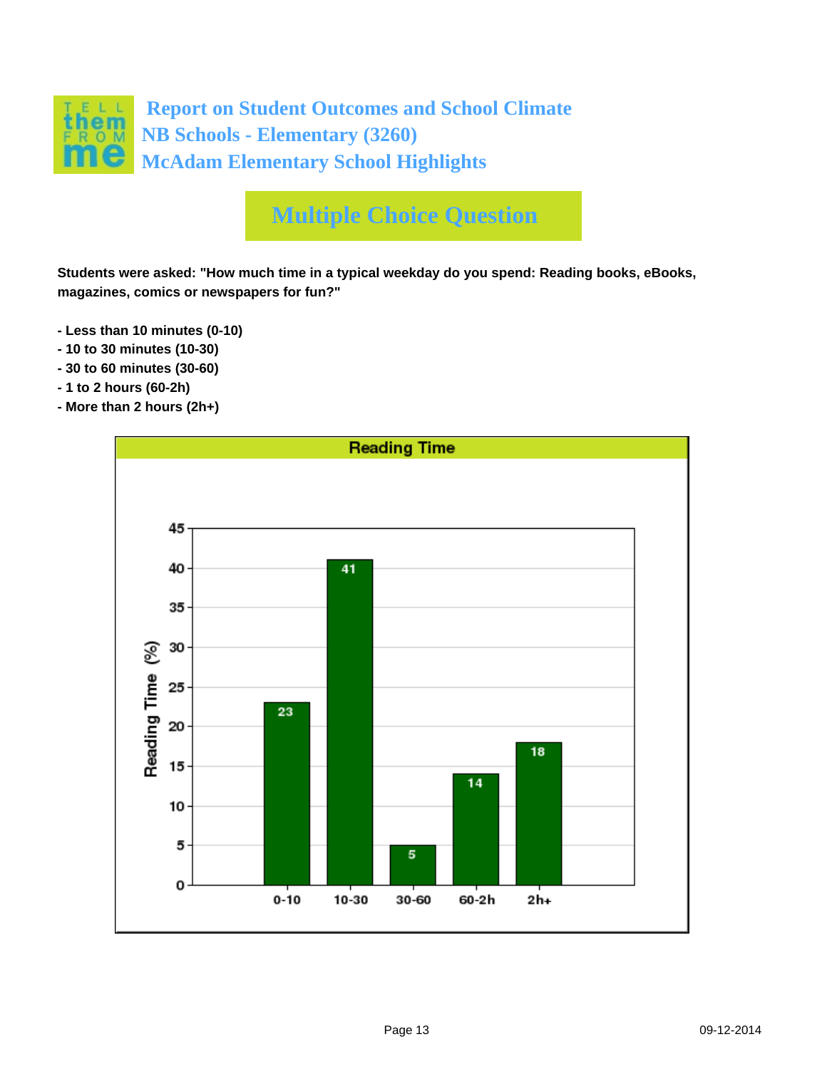# Report on Student Outcomes and School Climate

## NB Schools - Elementary (3260)

## McAdam Elementary School Highlights

## Multiple Choice Question

**Students were asked: "How much time in a typical weekday do you spend: Reading books, eBooks, magazines, comics or newspapers for fun?"**

- **- Less than 10 minutes (0-10)**
- **- 10 to 30 minutes (10-30)**
- **- 30 to 60 minutes (30-60)**
- **- 1 to 2 hours (60-2h)**
- **- More than 2 hours (2h+)**

Reading Time

Reading Time (%)

45
40
35
30
25
20
15
10
5
0

23
41
5
14
18

0-10
10-30
30-60
60-2h
2h+

09-12-2014